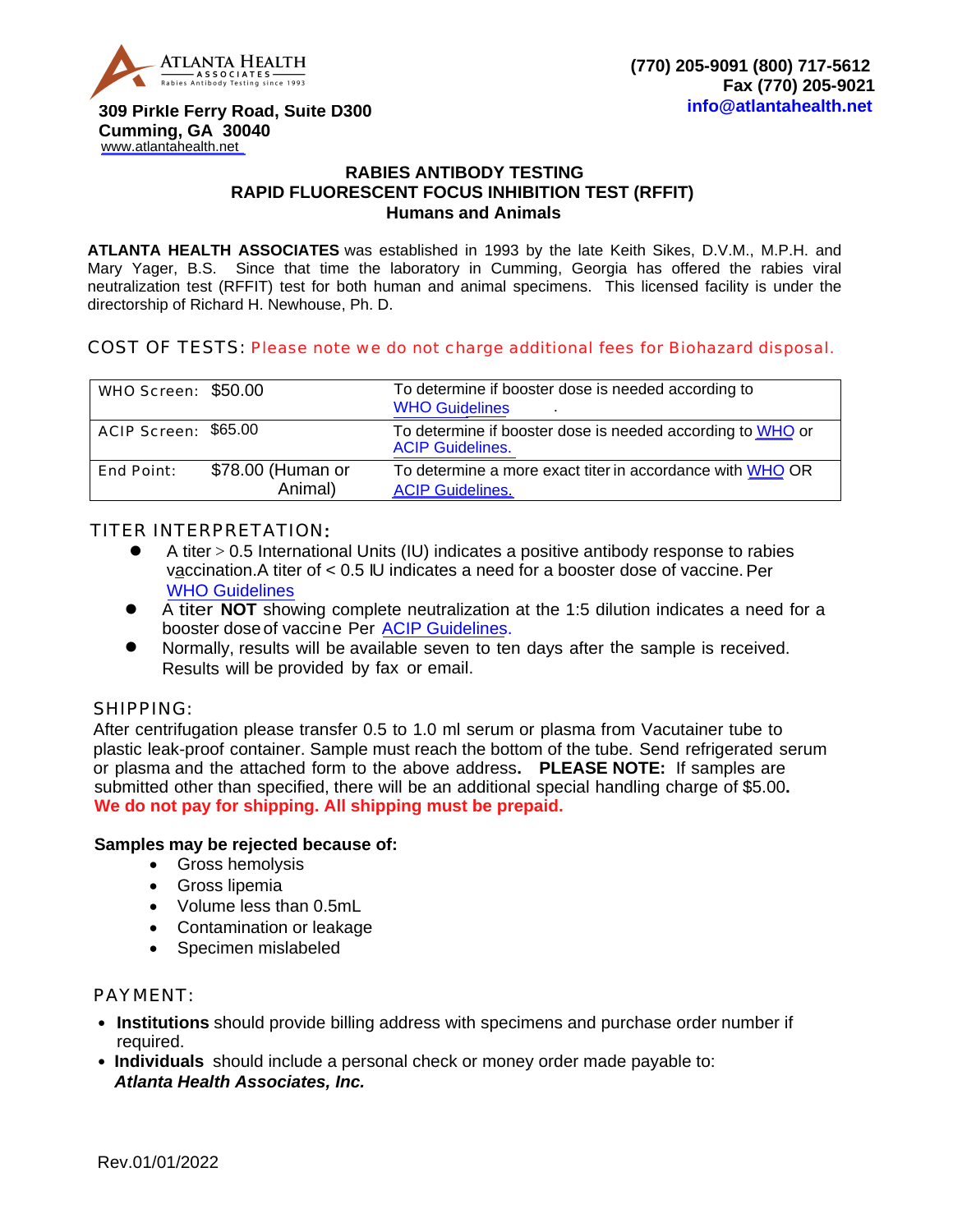ATLANTA HEALTH ASSOCIATES
Rabies Antibody Testing since 1993

**309 Pirkle Ferry Road, Suite D300**
**Cumming, GA 30040**
www.atlantahealth.net

**(770) 205-9091 (800) 717-5612**
**Fax (770) 205-9021**
**info@atlantahealth.net**

## RABIES ANTIBODY TESTING
## RAPID FLUORESCENT FOCUS INHIBITION TEST (RFFIT)
### Humans and Animals

**ATLANTA HEALTH ASSOCIATES** was established in 1993 by the late Keith Sikes, D.V.M., M.P.H. and Mary Yager, B.S. Since that time the laboratory in Cumming, Georgia has offered the rabies viral neutralization test (RFFIT) test for both human and animal specimens. This licensed facility is under the directorship of Richard H. Newhouse, Ph. D.

COST OF TESTS: Please note we do not charge additional fees for Biohazard disposal.

| | | |
|---|---|---|
| WHO Screen: | $50.00 | To determine if booster dose is needed according to WHO Guidelines |
| ACIP Screen: | $65.00 | To determine if booster dose is needed according to WHO or ACIP Guidelines. |
| End Point: | $78.00 (Human or Animal) | To determine a more exact titer in accordance with WHO OR ACIP Guidelines. |

TITER INTERPRETATION:

- A titer > 0.5 International Units (IU) indicates a positive antibody response to rabies vaccination. A titer of < 0.5 IU indicates a need for a booster dose of vaccine. Per WHO Guidelines
- A titer **NOT** showing complete neutralization at the 1:5 dilution indicates a need for a booster dose of vaccine Per ACIP Guidelines.
- Normally, results will be available seven to ten days after the sample is received. Results will be provided by fax or email.

SHIPPING:

After centrifugation please transfer 0.5 to 1.0 ml serum or plasma from Vacutainer tube to plastic leak-proof container. Sample must reach the bottom of the tube. Send refrigerated serum or plasma and the attached form to the above address. **PLEASE NOTE:** If samples are submitted other than specified, there will be an additional special handling charge of $5.00.
**We do not pay for shipping. All shipping must be prepaid.**

**Samples may be rejected because of:**

- Gross hemolysis
- Gross lipemia
- Volume less than 0.5mL
- Contamination or leakage
- Specimen mislabeled

PAYMENT:

- **Institutions** should provide billing address with specimens and purchase order number if required.
- **Individuals** should include a personal check or money order made payable to: ***Atlanta Health Associates, Inc.***

Rev.01/01/2022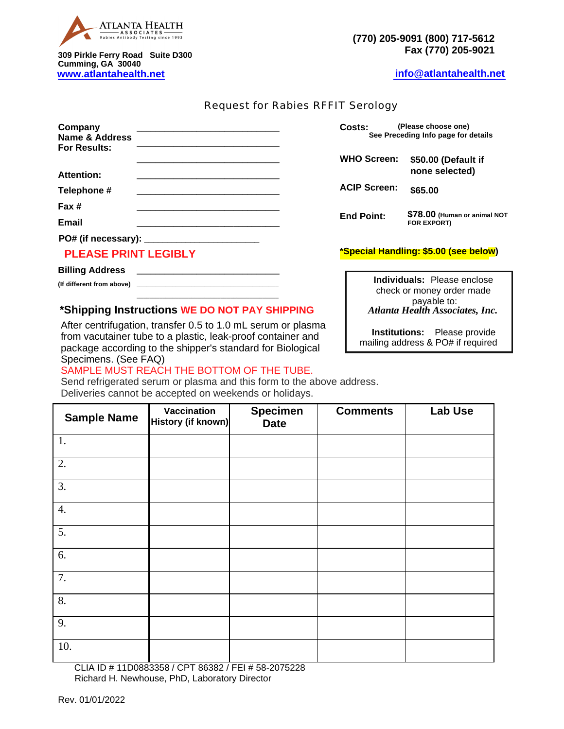ATLANTA HEALTH ASSOCIATES
Rabies Antibody Testing since 1993

309 Pirkle Ferry Road Suite D300
Cumming, GA 30040
www.atlantahealth.net

(770) 205-9091 (800) 717-5612
Fax (770) 205-9021

info@atlantahealth.net

# Request for Rabies RFFIT Serology

**Company Name & Address For Results:** ______________________________
______________________________
______________________________

**Attention:** ______________________________

**Telephone #** ______________________________

**Fax #** ______________________________

**Email** ______________________________

**PO# (if necessary):** ________________________

**PLEASE PRINT LEGIBLY**

**Billing Address** ______________________________
(If different from above) ______________________________
______________________________

**Costs:** (Please choose one)
See Preceding Info page for details

**WHO Screen:** $50.00 (Default if none selected)

**ACIP Screen:** $65.00

**End Point:** $78.00 (Human or animal NOT FOR EXPORT)

***Special Handling: $5.00 (see below)**

**Individuals:** Please enclose check or money order made payable to:
***Atlanta Health Associates, Inc.***

**Institutions:** Please provide mailing address & PO# if required

## *Shipping Instructions WE DO NOT PAY SHIPPING

After centrifugation, transfer 0.5 to 1.0 mL serum or plasma from vacutainer tube to a plastic, leak-proof container and package according to the shipper's standard for Biological Specimens. (See FAQ)
SAMPLE MUST REACH THE BOTTOM OF THE TUBE.
Send refrigerated serum or plasma and this form to the above address.
Deliveries cannot be accepted on weekends or holidays.

| Sample Name | Vaccination History (if known) | Specimen Date | Comments | Lab Use |
|---|---|---|---|---|
| 1. | | | | |
| 2. | | | | |
| 3. | | | | |
| 4. | | | | |
| 5. | | | | |
| 6. | | | | |
| 7. | | | | |
| 8. | | | | |
| 9. | | | | |
| 10. | | | | |

CLIA ID # 11D0883358 / CPT 86382 / FEI # 58-2075228
Richard H. Newhouse, PhD, Laboratory Director

Rev. 01/01/2022